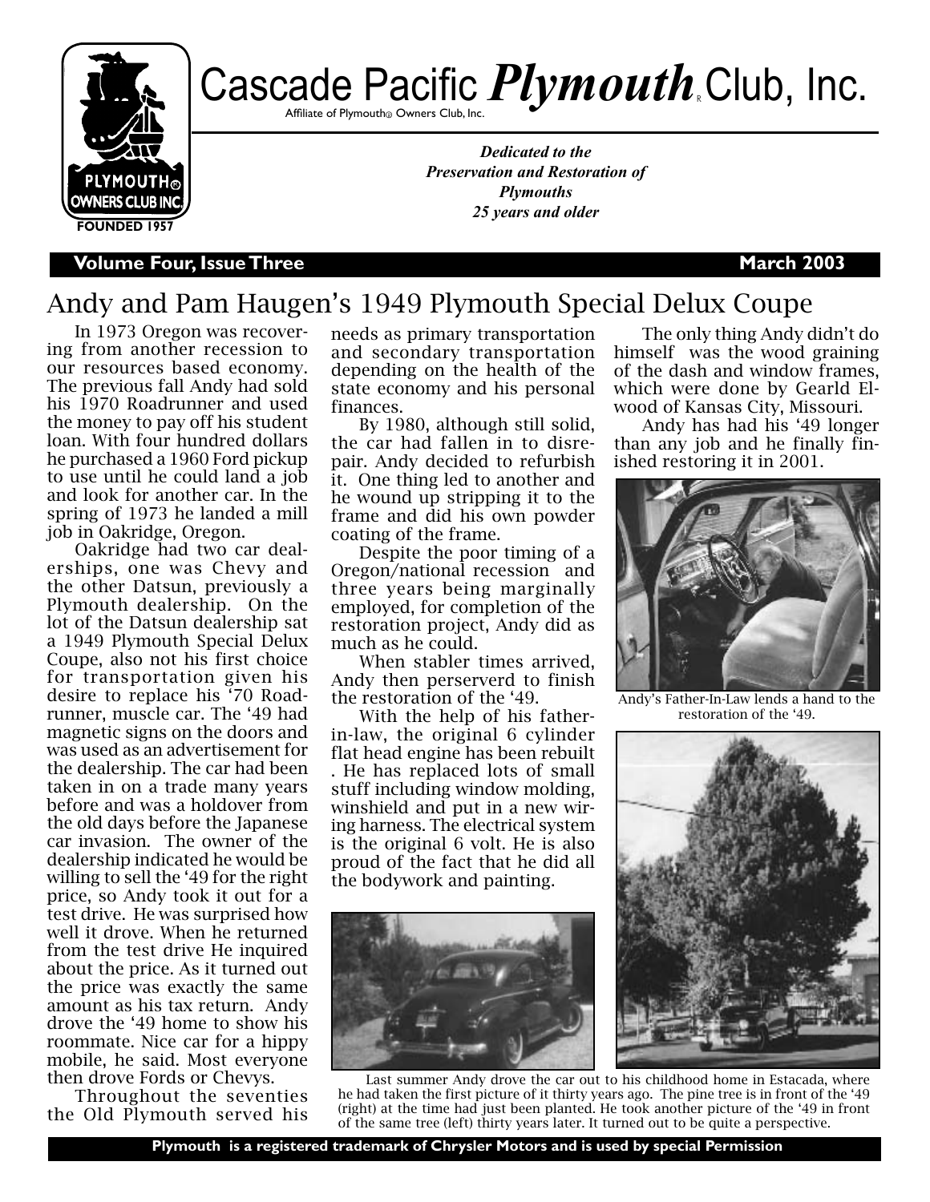# Cascade Pacific *Plymouth* Club, Inc.

Affiliate of Plymouth® Owners Club, Inc.

*Dedicated to the Preservation and Restoration of Plymouths 25 years and older*

**Volume Four, Issue Three** **March 2003**

## Andy and Pam Haugen's 1949 Plymouth Special Delux Coupe

In 1973 Oregon was recovering from another recession to our resources based economy. The previous fall Andy had sold his 1970 Roadrunner and used the money to pay off his student loan. With four hundred dollars he purchased a 1960 Ford pickup to use until he could land a job and look for another car. In the spring of 1973 he landed a mill job in Oakridge, Oregon.

Oakridge had two car dealerships, one was Chevy and the other Datsun, previously a Plymouth dealership. On the lot of the Datsun dealership sat a 1949 Plymouth Special Delux Coupe, also not his first choice for transportation given his desire to replace his '70 Roadrunner, muscle car. The '49 had magnetic signs on the doors and was used as an advertisement for the dealership. The car had been taken in on a trade many years before and was a holdover from the old days before the Japanese car invasion. The owner of the dealership indicated he would be willing to sell the '49 for the right price, so Andy took it out for a test drive. He was surprised how well it drove. When he returned from the test drive He inquired about the price. As it turned out the price was exactly the same amount as his tax return. Andy drove the '49 home to show his roommate. Nice car for a hippy mobile, he said. Most everyone then drove Fords or Chevys.

Throughout the seventies the Old Plymouth served his needs as primary transportation and secondary transportation depending on the health of the state economy and his personal finances.

By 1980, although still solid, the car had fallen in to disrepair. Andy decided to refurbish it. One thing led to another and he wound up stripping it to the frame and did his own powder coating of the frame.

Despite the poor timing of a Oregon/national recession and three years being marginally employed, for completion of the restoration project, Andy did as much as he could.

When stabler times arrived, Andy then perserverd to finish the restoration of the '49.

With the help of his father-in-law, the original 6 cylinder flat head engine has been rebuilt . He has replaced lots of small stuff including window molding, winshield and put in a new wiring harness. The electrical system is the original 6 volt. He is also proud of the fact that he did all the bodywork and painting.

The only thing Andy didn't do himself was the wood graining of the dash and window frames, which were done by Gearld Elwood of Kansas City, Missouri.

Andy has had his '49 longer than any job and he finally finished restoring it in 2001.

Andy's Father-In-Law lends a hand to the restoration of the '49.

Last summer Andy drove the car out to his childhood home in Estacada, where he had taken the first picture of it thirty years ago. The pine tree is in front of the '49 (right) at the time had just been planted. He took another picture of the '49 in front of the same tree (left) thirty years later. It turned out to be quite a perspective.

**Plymouth is a registered trademark of Chrysler Motors and is used by special Permission**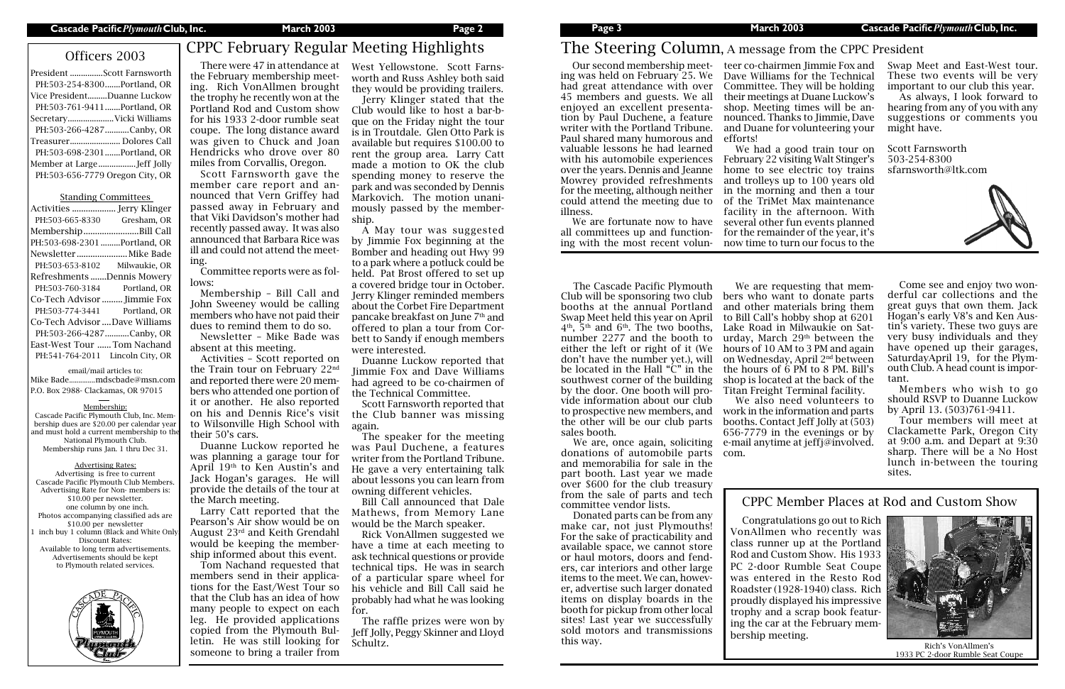## Officers 2003

President ...............Scott Farnsworth
PH:503-254-8300.......Portland, OR
Vice President.........Duanne Luckow
PH:503-761-9411.......Portland, OR
Secretary....................Vicki Williams
PH:503-266-4287...........Canby, OR
Treasurer...................... Dolores Call
PH:503-698-2301.......Portland, OR
Member at Large.................Jeff Jolly
PH:503-656-7779 Oregon City, OR

### Standing Committees

Activities ................... Jerry Klinger
PH:503-665-8330 Gresham, OR
Membership........................Bill Call
PH:503-698-2301.........Portland, OR
Newsletter.....................Mike Bade
PH:503-653-8102 Milwaukie, OR
Refreshments .......Dennis Mowery
PH:503-760-3184 Portland, OR
Co-Tech Advisor ......... Jimmie Fox
PH:503-774-3441 Portland, OR
Co-Tech Advisor ....Dave Williams
PH:503-266-4287...........Canby, OR
East-West Tour ...... Tom Nachand
PH:541-764-2011 Lincoln City, OR

email/mail articles to:
Mike Bade.............mdscbade@msn.com
P.O. Box 2988- Clackamas, OR 97015

**Membership:**
Cascade Pacific Plymouth Club, Inc. Membership dues are $20.00 per calendar year and must hold a current membership to the National Plymouth Club.
Membership runs Jan. 1 thru Dec 31.

**Advertising Rates:**
Advertising is free to current Cascade Pacific Plymouth Club Members.
Advertising Rate for Non- members is: $10.00 per newsletter.
one column by one inch.
Photos accompanying classified ads are $10.00 per newsletter
1 inch buy 1 column (Black and White Only)
Discount Rates:
Available to long term advertisements.
Advertisements should be kept to Plymouth related services.

## CPPC February Regular Meeting Highlights

There were 47 in attendance at the February membership meeting. Rich VonAllmen brought the trophy he recently won at the Portland Rod and Custom show for his 1933 2-door rumble seat coupe. The long distance award was given to Chuck and Joan Hendricks who drove over 80 miles from Corvallis, Oregon.

Scott Farnsworth gave the member care report and announced that Vern Griffey had passed away in February and that Viki Davidson's mother had recently passed away. It was also announced that Barbara Rice was ill and could not attend the meeting.

Committee reports were as follows:

Membership – Bill Call and John Sweeney would be calling members who have not paid their dues to remind them to do so.

Newsletter – Mike Bade was absent at this meeting.

Activities – Scott reported on the Train tour on February 22nd and reported there were 20 members who attended one portion of it or another. He also reported on his and Dennis Rice's visit to Wilsonville High School with their 50's cars.

Duanne Luckow reported he was planning a garage tour for April 19th to Ken Austin's and Jack Hogan's garages. He will provide the details of the tour at the March meeting.

Larry Catt reported that the Pearson's Air show would be on August 23rd and Keith Grendahl would be keeping the membership informed about this event.

Tom Nachand requested that members send in their applications for the East/West Tour so that the Club has an idea of how many people to expect on each leg. He provided applications copied from the Plymouth Bulletin. He was still looking for someone to bring a trailer from West Yellowstone. Scott Farnsworth and Russ Ashley both said they would be providing trailers.

Jerry Klinger stated that the Club would like to host a bar-b-que on the Friday night the tour is in Troutdale. Glen Otto Park is available but requires $100.00 to rent the group area. Larry Catt made a motion to OK the club spending money to reserve the park and was seconded by Dennis Markovich. The motion unanimously passed by the membership.

A May tour was suggested by Jimmie Fox beginning at the Bomber and heading out Hwy 99 to a park where a potluck could be held. Pat Brost offered to set up a covered bridge tour in October. Jerry Klinger reminded members about the Corbet Fire Department pancake breakfast on June 7th and offered to plan a tour from Corbett to Sandy if enough members were interested.

Duanne Luckow reported that Jimmie Fox and Dave Williams had agreed to be co-chairmen of the Technical Committee.

Scott Farnsworth reported that the Club banner was missing again.

The speaker for the meeting was Paul Duchene, a features writer from the Portland Tribune. He gave a very entertaining talk about lessons you can learn from owning different vehicles.

Bill Call announced that Dale Mathews, from Memory Lane would be the March speaker.

Rick VonAllmen suggested we have a time at each meeting to ask technical questions or provide technical tips. He was in search of a particular spare wheel for his vehicle and Bill Call said he probably had what he was looking for.

The raffle prizes were won by Jeff Jolly, Peggy Skinner and Lloyd Schultz.

## The Steering Column, A message from the CPPC President

Our second membership meeting was held on February 25. We had great attendance with over 45 members and guests. We all enjoyed an excellent presentation by Paul Duchene, a feature writer with the Portland Tribune. Paul shared many humorous and valuable lessons he had learned with his automobile experiences over the years. Dennis and Jeanne Mowrey provided refreshments for the meeting, although neither could attend the meeting due to illness.

We are fortunate now to have all committees up and functioning with the most recent volunteer co-chairmen Jimmie Fox and Dave Williams for the Technical Committee. They will be holding their meetings at Duane Luckow's shop. Meeting times will be announced. Thanks to Jimmie, Dave and Duane for volunteering your efforts!

We had a good train tour on February 22 visiting Walt Stinger's home to see electric toy trains and trolleys up to 100 years old in the morning and then a tour of the TriMet Max maintenance facility in the afternoon. With several other fun events planned for the remainder of the year, it's now time to turn our focus to the Swap Meet and East-West tour. These two events will be very important to our club this year.

As always, I look forward to hearing from any of you with any suggestions or comments you might have.

Scott Farnsworth
503-254-8300
sfarnsworth@ltk.com

The Cascade Pacific Plymouth Club will be sponsoring two club booths at the annual Portland Swap Meet held this year on April 4th, 5th and 6th. The two booths, number 2277 and the booth to either the left or right of it (We don't have the number yet.), will be located in the Hall "C" in the southwest corner of the building by the door. One booth will provide information about our club to prospective new members, and the other will be our club parts sales booth.

We are, once again, soliciting donations of automobile parts and memorabilia for sale in the part booth. Last year we made over $600 for the club treasury from the sale of parts and tech committee vendor lists.

Donated parts can be from any make car, not just Plymouths! For the sake of practicability and available space, we cannot store or haul motors, doors and fenders, car interiors and other large items to the meet. We can, however, advertise such larger donated items on display boards in the booth for pickup from other local sites! Last year we successfully sold motors and transmissions this way.

We are requesting that members who want to donate parts and other materials bring them to Bill Call's hobby shop at 6201 Lake Road in Milwaukie on Saturday, March 29th between the hours of 10 AM to 3 PM and again on Wednesday, April 2nd between the hours of 6 PM to 8 PM. Bill's shop is located at the back of the Titan Freight Terminal facility.

We also need volunteers to work in the information and parts booths. Contact Jeff Jolly at (503) 656-7779 in the evenings or by e-mail anytime at jeffj@involved.com.

Come see and enjoy two wonderful car collections and the great guys that own them. Jack Hogan's early V8's and Ken Austin's variety. These two guys are very busy individuals and they have opened up their garages, SaturdayApril 19, for the Plymouth Club. A head count is important.

Members who wish to go should RSVP to Duanne Luckow by April 13. (503)761-9411.

Tour members will meet at Clackamette Park, Oregon City at 9:00 a.m. and Depart at 9:30 sharp. There will be a No Host lunch in-between the touring sites.

### CPPC Member Places at Rod and Custom Show

Congratulations go out to Rich VonAllmen who recently was class runner up at the Portland Rod and Custom Show. His 1933 PC 2-door Rumble Seat Coupe was entered in the Resto Rod Roadster (1928-1940) class. Rich proudly displayed his impressive trophy and a scrap book featuring the car at the February membership meeting.

Rich's VonAllmen's
1933 PC 2-door Rumble Seat Coupe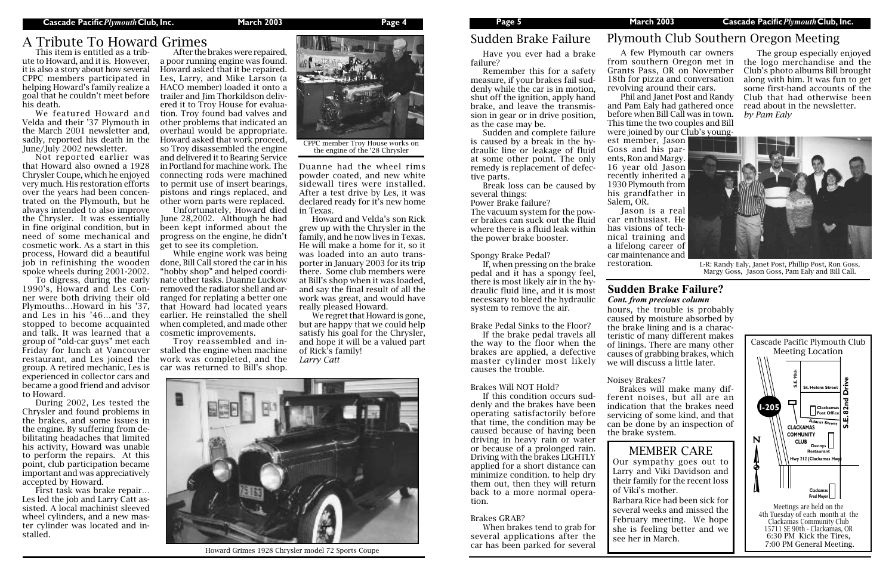# A Tribute To Howard Grimes

This item is entitled as a tribute to Howard, and it is. However, it is also a story about how several CPPC members participated in helping Howard's family realize a goal that he couldn't meet before his death.

We featured Howard and Velda and their '37 Plymouth in the March 2001 newsletter and, sadly, reported his death in the June/July 2002 newsletter.

Not reported earlier was that Howard also owned a 1928 Chrysler Coupe, which he enjoyed very much. His restoration efforts over the years had been concentrated on the Plymouth, but he always intended to also improve the Chrysler. It was essentially in fine original condition, but in need of some mechanical and cosmetic work. As a start in this process, Howard did a beautiful job in refinishing the wooden spoke wheels during 2001-2002.

To digress, during the early 1990's, Howard and Les Conner were both driving their old Plymouths…Howard in his '37, and Les in his '46…and they stopped to become acquainted and talk. It was learned that a group of "old-car guys" met each Friday for lunch at Vancouver restaurant, and Les joined the group. A retired mechanic, Les is experienced in collector cars and became a good friend and advisor to Howard.

During 2002, Les tested the Chrysler and found problems in the brakes, and some issues in the engine. By suffering from debilitating headaches that limited his activity, Howard was unable to perform the repairs. At this point, club participation became important and was appreciatively accepted by Howard.

First task was brake repair… Les led the job and Larry Catt assisted. A local machinist sleeved wheel cylinders, and a new master cylinder was located and installed.

After the brakes were repaired, a poor running engine was found. Howard asked that it be repaired. Les, Larry, and Mike Larson (a HACO member) loaded it onto a trailer and Jim Thorkildson delivered it to Troy House for evaluation. Troy found bad valves and other problems that indicated an overhaul would be appropriate. Howard asked that work proceed, so Troy disassembled the engine and delivered it to Bearing Service in Portland for machine work. The connecting rods were machined to permit use of insert bearings, pistons and rings replaced, and other worn parts were replaced.

Unfortunately, Howard died June 28,2002. Although he had been kept informed about the progress on the engine, he didn't get to see its completion.

While engine work was being done, Bill Call stored the car in his "hobby shop" and helped coordinate other tasks. Duanne Luckow removed the radiator shell and arranged for replating a better one that Howard had located years earlier. He reinstalled the shell when completed, and made other cosmetic improvements.

Troy reassembled and installed the engine when machine work was completed, and the car was returned to Bill's shop.

CPPC member Troy House works on the engine of the '28 Chrysler

Duanne had the wheel rims powder coated, and new white sidewall tires were installed. After a test drive by Les, it was declared ready for it's new home in Texas.

Howard and Velda's son Rick grew up with the Chrysler in the family, and he now lives in Texas. He will make a home for it, so it was loaded into an auto transporter in January 2003 for its trip there. Some club members were at Bill's shop when it was loaded, and say the final result of all the work was great, and would have really pleased Howard.

We regret that Howard is gone, but are happy that we could help satisfy his goal for the Chrysler, and hope it will be a valued part of Rick's family!
*Larry Catt*

Howard Grimes 1928 Chrysler model 72 Sports Coupe

# Sudden Brake Failure

Have you ever had a brake failure?

Remember this for a safety measure, if your brakes fail suddenly while the car is in motion, shut off the ignition, apply hand brake, and leave the transmission in gear or in drive position, as the case may be.

Sudden and complete failure is caused by a break in the hydraulic line or leakage of fluid at some other point. The only remedy is replacement of defective parts.

Break loss can be caused by several things:

Power Brake failure?
The vacuum system for the power brakes can suck out the fluid where there is a fluid leak within the power brake booster.

Spongy Brake Pedal?

If, when pressing on the brake pedal and it has a spongy feel, there is most likely air in the hydraulic fluid line, and it is most necessary to bleed the hydraulic system to remove the air.

Brake Pedal Sinks to the Floor?

If the brake pedal travels all the way to the floor when the brakes are applied, a defective master cylinder most likely causes the trouble.

Brakes Will NOT Hold?

If this condition occurs suddenly and the brakes have been operating satisfactorily before that time, the condition may be caused because of having been driving in heavy rain or water or because of a prolonged rain. Driving with the brakes LIGHTLY applied for a short distance can minimize condition. to help dry them out, then they will return back to a more normal operation.

Brakes GRAB?

When brakes tend to grab for several applications after the car has been parked for several

# Plymouth Club Southern Oregon Meeting

A few Plymouth car owners from southern Oregon met in Grants Pass, OR on November 18th for pizza and conversation revolving around their cars.

Phil and Janet Post and Randy and Pam Ealy had gathered once before when Bill Call was in town. This time the two couples and Bill were joined by our Club's youngest member, Jason Goss and his parents, Ron and Margy. 16 year old Jason recently inherited a 1930 Plymouth from his grandfather in Salem, OR.

Jason is a real car enthusiast. He has visions of technical training and a lifelong career of car maintenance and restoration.

The group especially enjoyed the logo merchandise and the Club's photo albums Bill brought along with him. It was fun to get some first-hand accounts of the Club that had otherwise been read about in the newsletter.
*by Pam Ealy*

L-R: Randy Ealy, Janet Post, Phillip Post, Ron Goss, Margy Goss, Jason Goss, Pam Ealy and Bill Call.

## Sudden Brake Failure?

***Cont. from precious column***

hours, the trouble is probably caused by moisture absorbed by the brake lining and is a characteristic of many different makes of linings. There are many other causes of grabbing brakes, which we will discuss a little later.

Noisey Brakes?

Brakes will make many different noises, but all are an indication that the brakes need servicing of some kind, and that can be done by an inspection of the brake system.

## MEMBER CARE

Our sympathy goes out to Larry and Viki Davidson and their family for the recent loss of Viki's mother.

Barbara Rice had been sick for several weeks and missed the February meeting. We hope she is feeling better and we see her in March.

Cascade Pacific Plymouth Club Meeting Location

I-205, S.E. 90th, St. Helens Street, S.E. 82nd Drive, Clackamas Post Office, Adams Street, CLACKAMAS COMMUNITY CLUB, Dennys Restaurant, Hwy 212 (Clackamas Hwy), Clackamas Fred Meyer, N

Meetings are held on the 4th Tuesday of each month at the Clackamas Community Club 15711 SE 90th - Clackamas, OR
6:30 PM Kick the Tires,
7:00 PM General Meeting.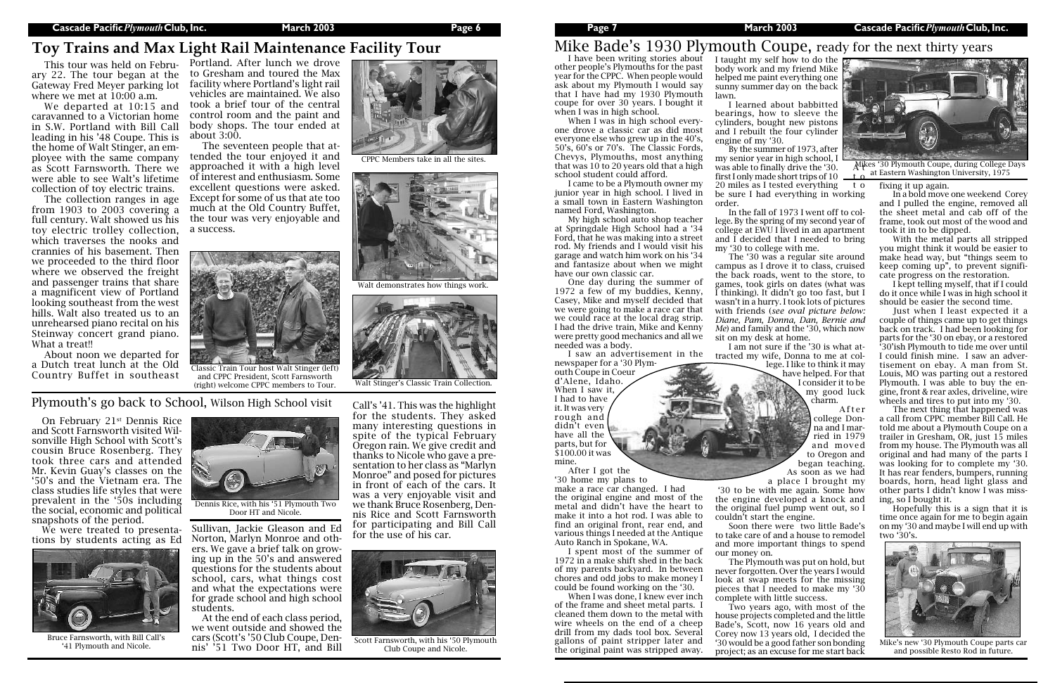# Toy Trains and Max Light Rail Maintenance Facility Tour

This tour was held on February 22. The tour began at the Gateway Fred Meyer parking lot where we met at 10:00 a.m.

We departed at 10:15 and caravanned to a Victorian home in S.W. Portland with Bill Call leading in his '48 Coupe. This is the home of Walt Stinger, an employee with the same company as Scott Farnsworth. There we were able to see Walt's lifetime collection of toy electric trains.

The collection ranges in age from 1903 to 2003 covering a full century. Walt showed us his toy electric trolley collection, which traverses the nooks and crannies of his basement. Then we proceeded to the third floor where we observed the freight and passenger trains that share a magnificent view of Portland looking southeast from the west hills. Walt also treated us to an unrehearsed piano recital on his Steinway concert grand piano. What a treat!!

About noon we departed for a Dutch treat lunch at the Old Country Buffet in southeast Portland. After lunch we drove to Gresham and toured the Max facility where Portland's light rail vehicles are maintained. We also took a brief tour of the central control room and the paint and body shops. The tour ended at about 3:00.

The seventeen people that attended the tour enjoyed it and approached it with a high level of interest and enthusiasm. Some excellent questions were asked. Except for some of us that ate too much at the Old Country Buffet, the tour was very enjoyable and a success.

Classic Train Tour host Walt Stinger (left) and CPPC President, Scott Farnsworth (right) welcome CPPC members to Tour.

CPPC Members take in all the sites.

Walt demonstrates how things work.

Walt Stinger's Classic Train Collection.

## Plymouth's go back to School, Wilson High School visit

On February 21st Dennis Rice and Scott Farnsworth visited Wilsonville High School with Scott's cousin Bruce Rosenberg. They took three cars and attended Mr. Kevin Guay's classes on the '50's and the Vietnam era. The class studies life styles that were prevalent in the '50s including the social, economic and political snapshots of the period.

We were treated to presentations by students acting as Ed Sullivan, Jackie Gleason and Ed Norton, Marlyn Monroe and others. We gave a brief talk on growing up in the 50's and answered questions for the students about school, cars, what things cost and what the expectations were for grade school and high school students.

At the end of each class period, we went outside and showed the cars (Scott's '50 Club Coupe, Dennis' '51 Two Door HT, and Bill Call's '41. This was the highlight for the students. They asked many interesting questions in spite of the typical February Oregon rain. We give credit and thanks to Nicole who gave a presentation to her class as "Marlyn Monroe" and posed for pictures in front of each of the cars. It was a very enjoyable visit and we thank Bruce Rosenberg, Dennis Rice and Scott Farnsworth for participating and Bill Call for the use of his car.

Bruce Farnsworth, with Bill Call's '41 Plymouth and Nicole.

Dennis Rice, with his '51 Plymouth Two Door HT and Nicole.

Scott Farnsworth, with his '50 Plymouth Club Coupe and Nicole.

# Mike Bade's 1930 Plymouth Coupe, ready for the next thirty years

I have been writing stories about other people's Plymouths for the past year for the CPPC. When people would ask about my Plymouth I would say that I have had my 1930 Plymouth coupe for over 30 years. I bought it when I was in high school.

When I was in high school everyone drove a classic car as did most everyone else who grew up in the 40's, 50's, 60's or 70's. The Classic Fords, Chevys, Plymouths, most anything that was 10 to 20 years old that a high school student could afford.

I came to be a Plymouth owner my junior year in high school. I lived in a small town in Eastern Washington named Ford, Washington.

My high school auto shop teacher at Springdale High School had a '34 Ford, that he was making into a street rod. My friends and I would visit his garage and watch him work on his '34 and fantasize about when we might have our own classic car.

One day during the summer of 1972 a few of my buddies, Kenny, Casey, Mike and myself decided that we were going to make a race car that we could race at the local drag strip. I had the drive train, Mike and Kenny were pretty good mechanics and all we needed was a body.

I saw an advertisement in the newspaper for a '30 Plymouth Coupe in Coeur d'Alene, Idaho. When I saw it, I had to have it. It was very rough and didn't even have all the parts, but for $100.00 it was mine.

After I got the '30 home my plans to make a race car changed. I had the original engine and most of the metal and didn't have the heart to make it into a hot rod. I was able to find an original front, rear end, and various things I needed at the Antique Auto Ranch in Spokane, WA.

I spent most of the summer of 1972 in a make shift shed in the back of my parents backyard. In between chores and odd jobs to make money I could be found working on the '30.

When I was done, I knew ever inch of the frame and sheet metal parts. I cleaned them down to the metal with wire wheels on the end of a cheep drill from my dads tool box. Several gallons of paint stripper later and the original paint was stripped away. I taught my self how to do the body work and my friend Mike helped me paint everything one sunny summer day on the back lawn.

I learned about babbitted bearings, how to sleeve the cylinders, bought new pistons and I rebuilt the four cylinder engine of my '30.

By the summer of 1973, after my senior year in high school, I was able to finally drive the '30. At first I only made short trips of 10 to 20 miles as I tested everything to be sure I had everything in working order.

In the fall of 1973 I went off to college. By the spring of my second year of college at EWU I lived in an apartment and I decided that I needed to bring my '30 to college with me.

The '30 was a regular site around campus as I drove it to class, cruised the back roads, went to the store, to games, took girls on dates (what was I thinking). It didn't go too fast, but I wasn't in a hurry. I took lots of pictures with friends (*see oval picture below: Diane, Pam, Donna, Dan, Bernie and Me*) and family and the '30, which now sit on my desk at home.

I am not sure if the '30 is what attracted my wife, Donna to me at college. I like to think it may have helped. For that I consider it to be my good luck charm.

After college Donna and I married in 1979 and moved to Oregon and began teaching. As soon as we had a place I brought my '30 to be with me again. Some how the engine developed a knock and the original fuel pump went out, so I couldn't start the engine.

Soon there were two little Bade's to take care of and a house to remodel and more important things to spend our money on.

The Plymouth was put on hold, but never forgotten. Over the years I would look at swap meets for the missing pieces that I needed to make my '30 complete with little success.

Two years ago, with most of the house projects completed and the little Bade's, Scott, now 16 years old and Corey now 13 years old, I decided the '30 would be a good father son bonding project; as an excuse for me start back fixing it up again.

Mikes '30 Plymouth Coupe, during College Days at Eastern Washington University, 1975

In a bold move one weekend Corey and I pulled the engine, removed all the sheet metal and cab off of the frame, took out most of the wood and took it in to be dipped.

With the metal parts all stripped you might think it would be easier to make head way, but "things seem to keep coming up", to prevent significate progress on the restoration.

I kept telling myself, that if I could do it once while I was in high school it should be easier the second time.

Just when I least expected it a couple of things came up to get things back on track. I had been looking for parts for the '30 on ebay, or a restored '30'ish Plymouth to tide me over until I could finish mine. I saw an advertisement on ebay. A man from St. Louis, MO was parting out a restored Plymouth. I was able to buy the engine, front & rear axles, driveline, wire wheels and tires to put into my '30.

The next thing that happened was a call from CPPC member Bill Call. He told me about a Plymouth Coupe on a trailer in Gresham, OR, just 15 miles from my house. The Plymouth was all original and had many of the parts I was looking for to complete my '30. It has rear fenders, bumpers, running boards, horn, head light glass and other parts I didn't know I was missing, so I bought it.

Hopefully this is a sign that it is time once again for me to begin again on my '30 and maybe I will end up with two '30's.

Mike's new '30 Plymouth Coupe parts car and possible Resto Rod in future.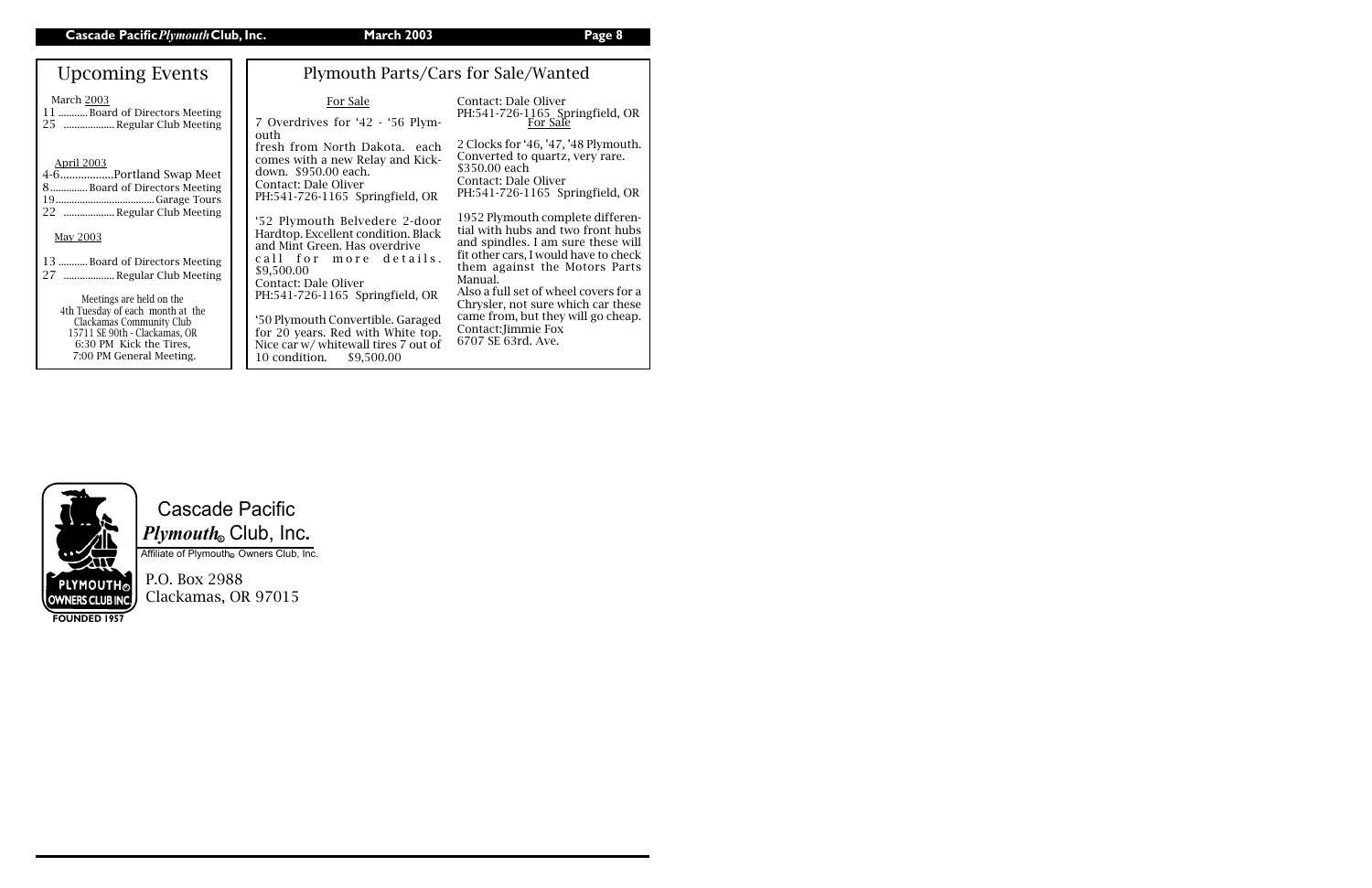## Upcoming Events

March 2003

11 ........... Board of Directors Meeting
25 ................... Regular Club Meeting

April 2003

4-6..................Portland Swap Meet
8............. Board of Directors Meeting
19..................................... Garage Tours
22 ................... Regular Club Meeting

May 2003

13 ........... Board of Directors Meeting
27 ................... Regular Club Meeting

Meetings are held on the 4th Tuesday of each month at the Clackamas Community Club
15711 SE 90th - Clackamas, OR
6:30 PM Kick the Tires,
7:00 PM General Meeting.

## Plymouth Parts/Cars for Sale/Wanted

For Sale

7 Overdrives for '42 - '56 Plymouth
fresh from North Dakota. each comes with a new Relay and Kick-down. $950.00 each.
Contact: Dale Oliver
PH:541-726-1165 Springfield, OR

'52 Plymouth Belvedere 2-door Hardtop. Excellent condition. Black and Mint Green. Has overdrive call for more details.
$9,500.00
Contact: Dale Oliver
PH:541-726-1165 Springfield, OR

'50 Plymouth Convertible. Garaged for 20 years. Red with White top. Nice car w/ whitewall tires 7 out of 10 condition. $9,500.00
Contact: Dale Oliver
PH:541-726-1165 Springfield, OR

For Sale

2 Clocks for '46, '47, '48 Plymouth. Converted to quartz, very rare.
$350.00 each
Contact: Dale Oliver
PH:541-726-1165 Springfield, OR

1952 Plymouth complete differential with hubs and two front hubs and spindles. I am sure these will fit other cars, I would have to check them against the Motors Parts Manual.
Also a full set of wheel covers for a Chrysler, not sure which car these came from, but they will go cheap.
Contact:Jimmie Fox
6707 SE 63rd. Ave.

Cascade Pacific
*Plymouth*® Club, Inc.
Affiliate of Plymouth® Owners Club, Inc.

P.O. Box 2988
Clackamas, OR 97015

PLYMOUTH® OWNERS CLUB INC.
FOUNDED 1957